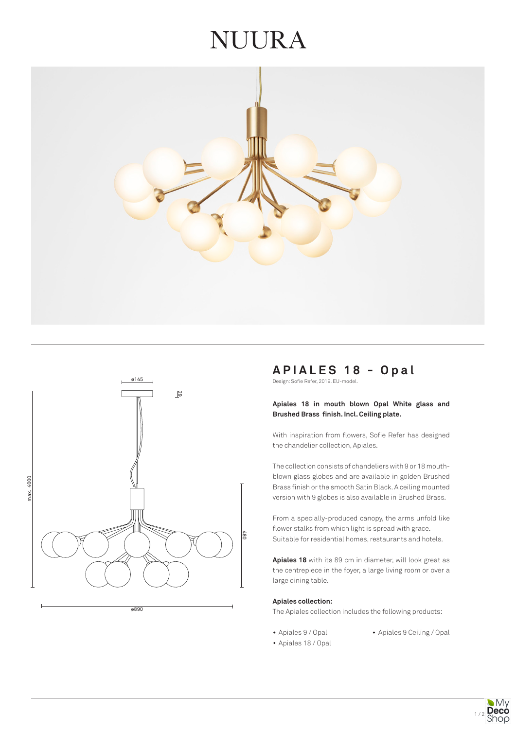# NUURA

## APIALES 18 - Opal

Design: Sofie Refer, 2019. EU-model.

**Apiales 18 in mouth blown Opal White glass and Brushed Brass finish. Incl. Ceiling plate.**

With inspiration from flowers, Sofie Refer has designed the chandelier collection, Apiales.

The collection consists of chandeliers with 9 or 18 mouth-blown glass globes and are available in golden Brushed Brass finish or the smooth Satin Black. A ceiling mounted version with 9 globes is also available in Brushed Brass.

From a specially-produced canopy, the arms unfold like flower stalks from which light is spread with grace. Suitable for residential homes, restaurants and hotels.

**Apiales 18** with its 89 cm in diameter, will look great as the centrepiece in the foyer, a large living room or over a large dining table.

**Apiales collection:**

The Apiales collection includes the following products:

- Apiales 9 / Opal
- Apiales 18 / Opal
- Apiales 9 Ceiling / Opal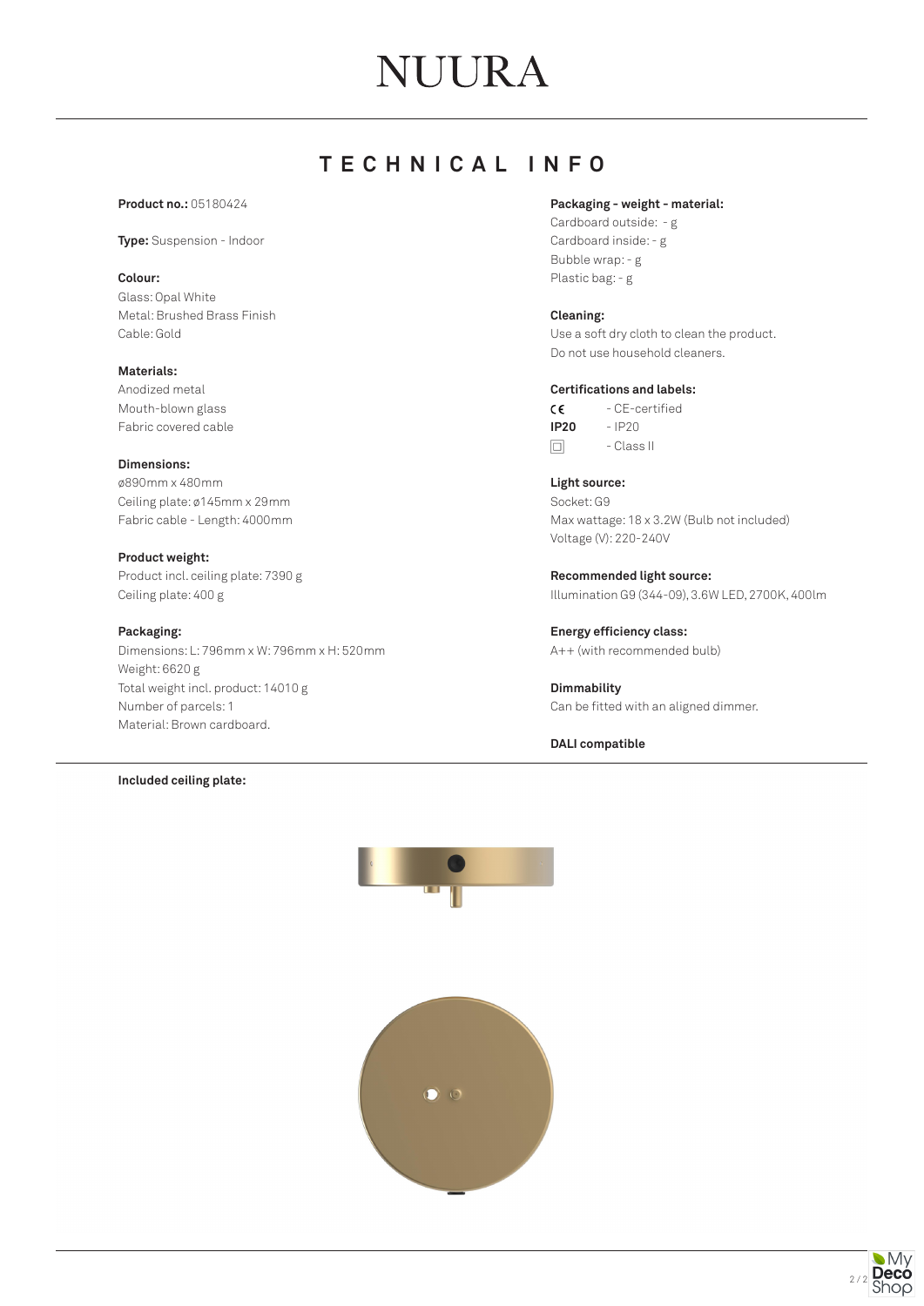# NUURA

## TECHNICAL INFO

**Product no.:** 05180424

**Type:** Suspension - Indoor

**Colour:**
Glass: Opal White
Metal: Brushed Brass Finish
Cable: Gold

**Materials:**
Anodized metal
Mouth-blown glass
Fabric covered cable

**Dimensions:**
ø890mm x 480mm
Ceiling plate: ø145mm x 29mm
Fabric cable - Length: 4000mm

**Product weight:**
Product incl. ceiling plate: 7390 g
Ceiling plate: 400 g

**Packaging:**
Dimensions: L: 796mm x W: 796mm x H: 520mm
Weight: 6620 g
Total weight incl. product: 14010 g
Number of parcels: 1
Material: Brown cardboard.

**Packaging - weight - material:**
Cardboard outside: - g
Cardboard inside: - g
Bubble wrap: - g
Plastic bag: - g

**Cleaning:**
Use a soft dry cloth to clean the product.
Do not use household cleaners.

**Certifications and labels:**
CE - CE-certified
IP20 - IP20
◻ - Class II

**Light source:**
Socket: G9
Max wattage: 18 x 3.2W (Bulb not included)
Voltage (V): 220-240V

**Recommended light source:**
Illumination G9 (344-09), 3.6W LED, 2700K, 400lm

**Energy efficiency class:**
A++ (with recommended bulb)

**Dimmability**
Can be fitted with an aligned dimmer.

**DALI compatible**

**Included ceiling plate:**